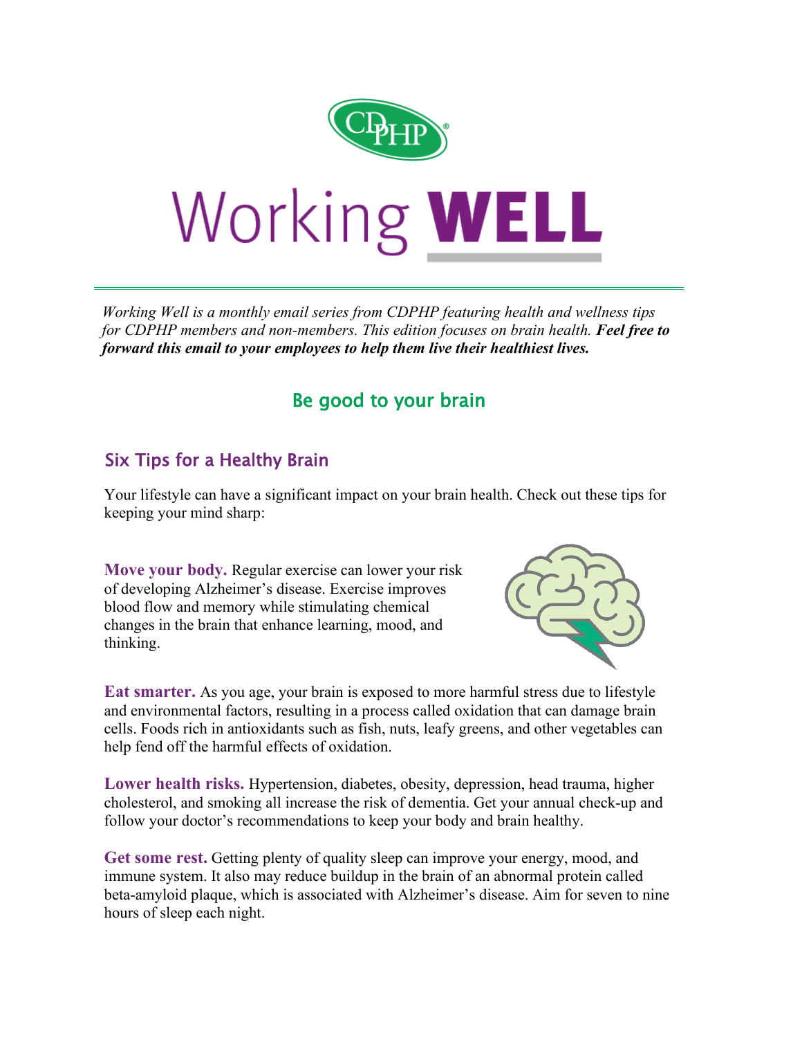# Working WELL

*Working Well is a monthly email series from CDPHP featuring health and wellness tips for CDPHP members and non-members. This edition focuses on brain health.* ***Feel free to forward this email to your employees to help them live their healthiest lives.***

## Be good to your brain

### Six Tips for a Healthy Brain

Your lifestyle can have a significant impact on your brain health. Check out these tips for keeping your mind sharp:

**Move your body.** Regular exercise can lower your risk of developing Alzheimer's disease. Exercise improves blood flow and memory while stimulating chemical changes in the brain that enhance learning, mood, and thinking.

**Eat smarter.** As you age, your brain is exposed to more harmful stress due to lifestyle and environmental factors, resulting in a process called oxidation that can damage brain cells. Foods rich in antioxidants such as fish, nuts, leafy greens, and other vegetables can help fend off the harmful effects of oxidation.

**Lower health risks.** Hypertension, diabetes, obesity, depression, head trauma, higher cholesterol, and smoking all increase the risk of dementia. Get your annual check-up and follow your doctor's recommendations to keep your body and brain healthy.

**Get some rest.** Getting plenty of quality sleep can improve your energy, mood, and immune system. It also may reduce buildup in the brain of an abnormal protein called beta-amyloid plaque, which is associated with Alzheimer's disease. Aim for seven to nine hours of sleep each night.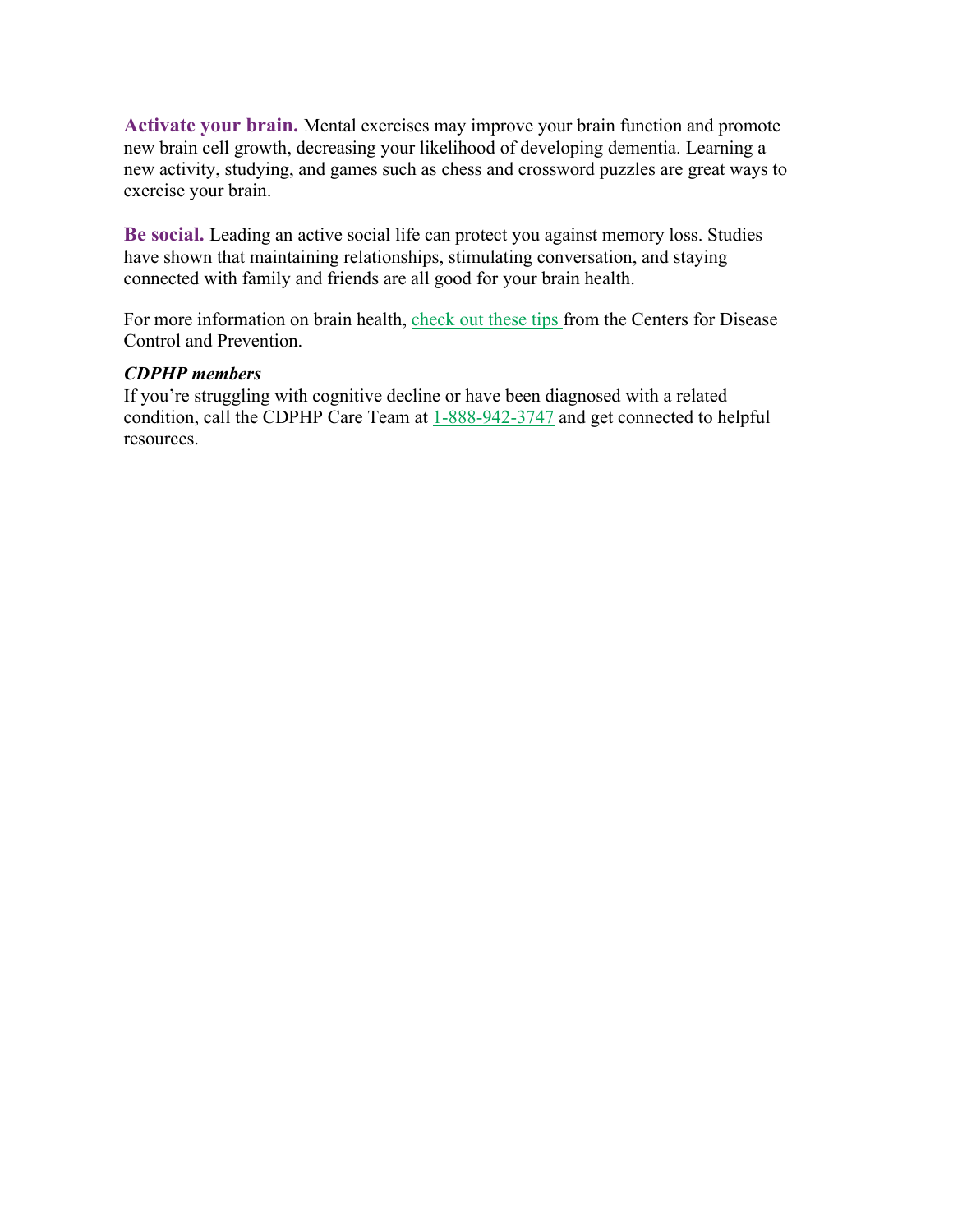**Activate your brain.** Mental exercises may improve your brain function and promote new brain cell growth, decreasing your likelihood of developing dementia. Learning a new activity, studying, and games such as chess and crossword puzzles are great ways to exercise your brain.

**Be social.** Leading an active social life can protect you against memory loss. Studies have shown that maintaining relationships, stimulating conversation, and staying connected with family and friends are all good for your brain health.

For more information on brain health, check out these tips from the Centers for Disease Control and Prevention.

***CDPHP members***
If you're struggling with cognitive decline or have been diagnosed with a related condition, call the CDPHP Care Team at 1-888-942-3747 and get connected to helpful resources.